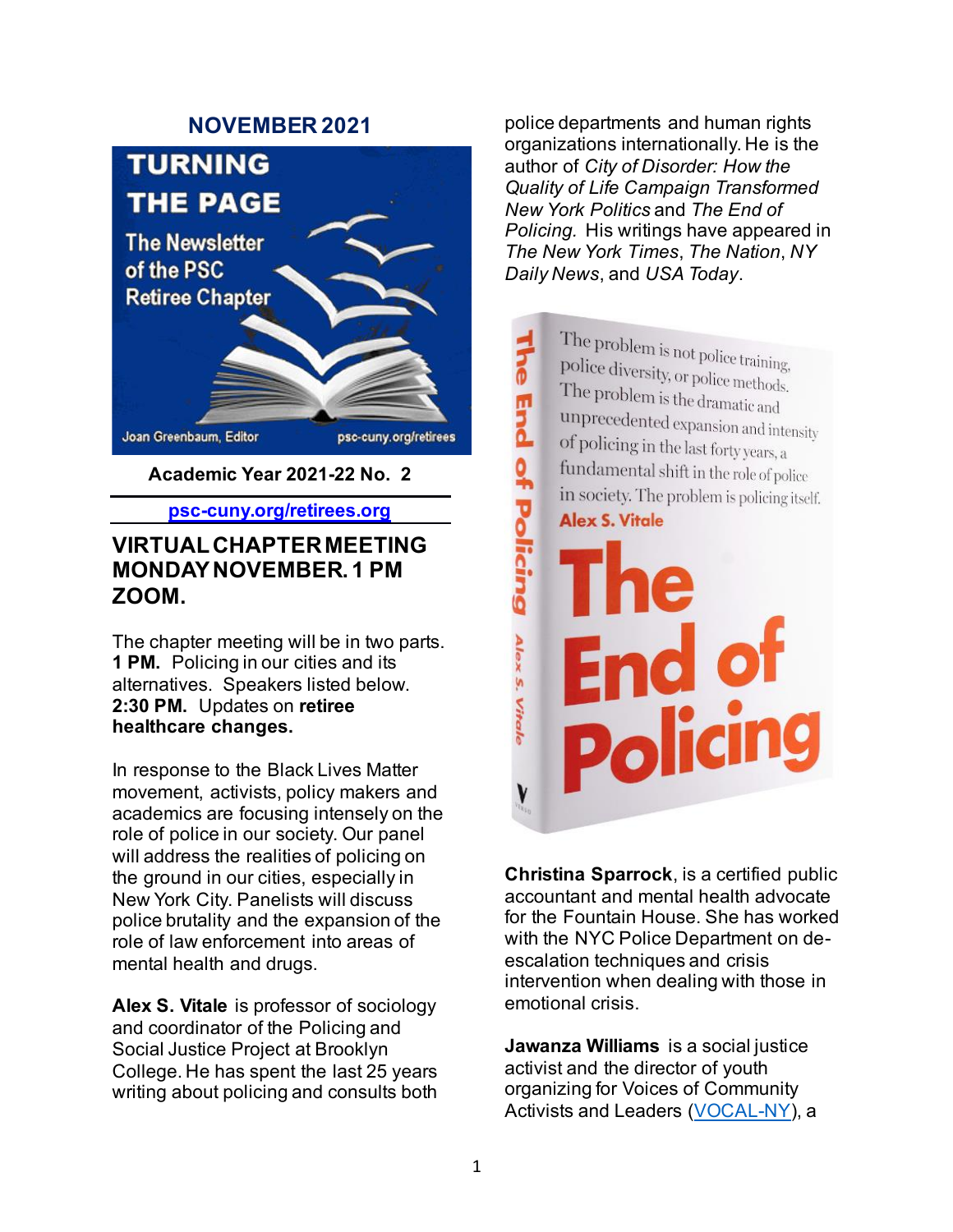## NOVEMBER 2021

TURNING THE PAGE

The Newsletter of the PSC Retiree Chapter

Joan Greenbaum, Editor psc-cuny.org/retirees

**Academic Year 2021-22 No. 2**

[psc-cuny.org/retirees.org](psc-cuny.org/retirees.org)

## VIRTUAL CHAPTER MEETING MONDAY NOVEMBER. 1 PM ZOOM.

The chapter meeting will be in two parts. **1 PM.** Policing in our cities and its alternatives. Speakers listed below. **2:30 PM.** Updates on **retiree healthcare changes.**

In response to the Black Lives Matter movement, activists, policy makers and academics are focusing intensely on the role of police in our society. Our panel will address the realities of policing on the ground in our cities, especially in New York City. Panelists will discuss police brutality and the expansion of the role of law enforcement into areas of mental health and drugs.

**Alex S. Vitale** is professor of sociology and coordinator of the Policing and Social Justice Project at Brooklyn College. He has spent the last 25 years writing about policing and consults both police departments and human rights organizations internationally. He is the author of *City of Disorder: How the Quality of Life Campaign Transformed New York Politics* and *The End of Policing.* His writings have appeared in *The New York Times*, *The Nation*, *NY Daily News*, and *USA Today*.

The problem is not police training, police diversity, or police methods. The problem is the dramatic and unprecedented expansion and intensity of policing in the last forty years, a fundamental shift in the role of police in society. The problem is policing itself.

Alex S. Vitale

The End of Policing

**Christina Sparrock**, is a certified public accountant and mental health advocate for the Fountain House. She has worked with the NYC Police Department on de-escalation techniques and crisis intervention when dealing with those in emotional crisis.

**Jawanza Williams** is a social justice activist and the director of youth organizing for Voices of Community Activists and Leaders (VOCAL-NY), a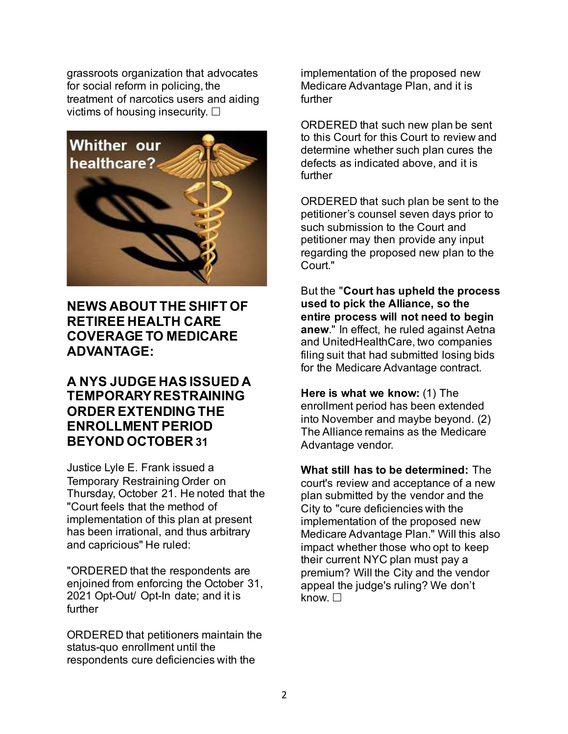grassroots organization that advocates for social reform in policing, the treatment of narcotics users and aiding victims of housing insecurity. □

## NEWS ABOUT THE SHIFT OF RETIREE HEALTH CARE COVERAGE TO MEDICARE ADVANTAGE:

## A NYS JUDGE HAS ISSUED A TEMPORARY RESTRAINING ORDER EXTENDING THE ENROLLMENT PERIOD BEYOND OCTOBER 31

Justice Lyle E. Frank issued a Temporary Restraining Order on Thursday, October 21. He noted that the "Court feels that the method of implementation of this plan at present has been irrational, and thus arbitrary and capricious" He ruled:

"ORDERED that the respondents are enjoined from enforcing the October 31, 2021 Opt-Out/ Opt-In date; and it is further

ORDERED that petitioners maintain the status-quo enrollment until the respondents cure deficiencies with the implementation of the proposed new Medicare Advantage Plan, and it is further

ORDERED that such new plan be sent to this Court for this Court to review and determine whether such plan cures the defects as indicated above, and it is further

ORDERED that such plan be sent to the petitioner's counsel seven days prior to such submission to the Court and petitioner may then provide any input regarding the proposed new plan to the Court."

But the "**Court has upheld the process used to pick the Alliance, so the entire process will not need to begin anew**." In effect, he ruled against Aetna and UnitedHealthCare, two companies filing suit that had submitted losing bids for the Medicare Advantage contract.

**Here is what we know:** (1) The enrollment period has been extended into November and maybe beyond. (2) The Alliance remains as the Medicare Advantage vendor.

**What still has to be determined:** The court's review and acceptance of a new plan submitted by the vendor and the City to "cure deficiencies with the implementation of the proposed new Medicare Advantage Plan." Will this also impact whether those who opt to keep their current NYC plan must pay a premium? Will the City and the vendor appeal the judge's ruling? We don't know. □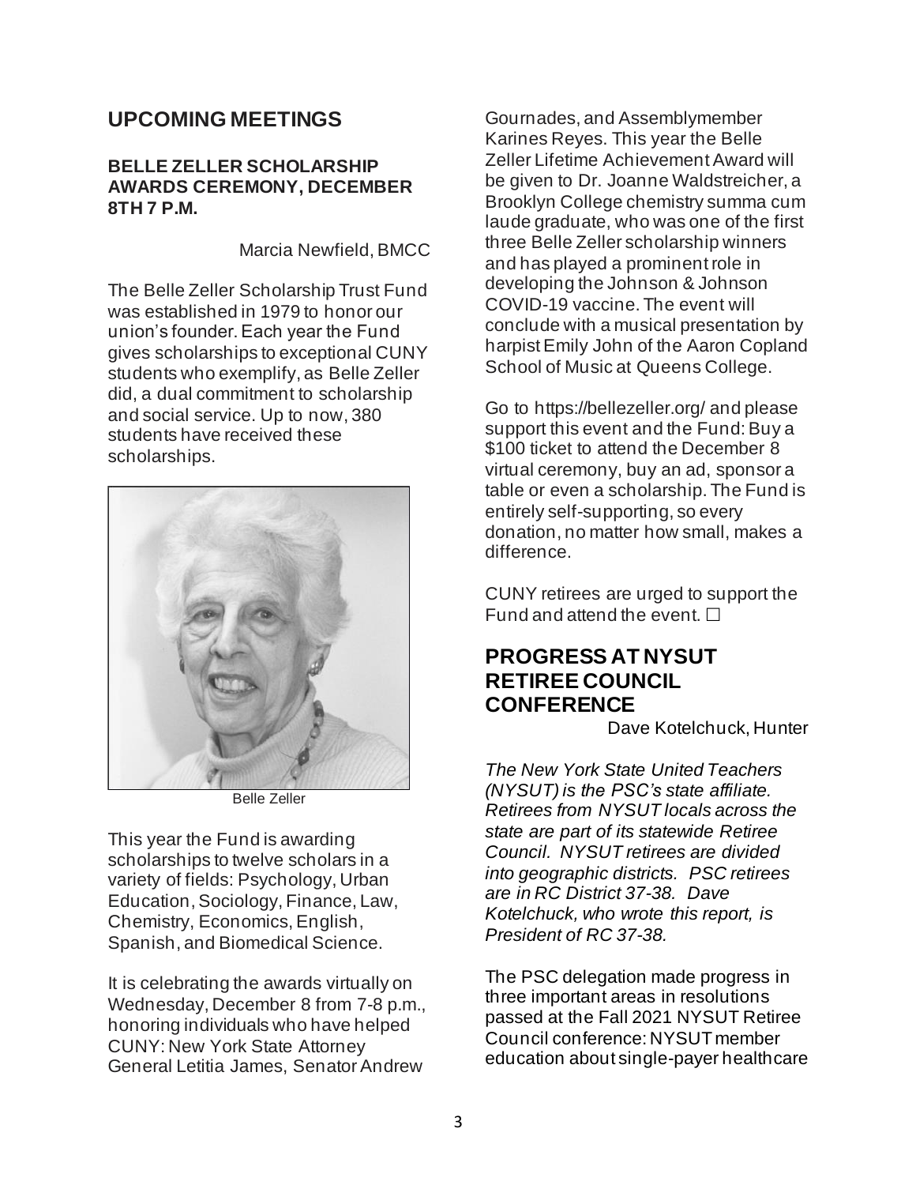## UPCOMING MEETINGS

### BELLE ZELLER SCHOLARSHIP AWARDS CEREMONY, DECEMBER 8TH 7 P.M.

Marcia Newfield, BMCC

The Belle Zeller Scholarship Trust Fund was established in 1979 to honor our union's founder. Each year the Fund gives scholarships to exceptional CUNY students who exemplify, as Belle Zeller did, a dual commitment to scholarship and social service. Up to now, 380 students have received these scholarships.

Belle Zeller

This year the Fund is awarding scholarships to twelve scholars in a variety of fields: Psychology, Urban Education, Sociology, Finance, Law, Chemistry, Economics, English, Spanish, and Biomedical Science.

It is celebrating the awards virtually on Wednesday, December 8 from 7-8 p.m., honoring individuals who have helped CUNY: New York State Attorney General Letitia James, Senator Andrew Gournades, and Assemblymember Karines Reyes. This year the Belle Zeller Lifetime Achievement Award will be given to Dr. Joanne Waldstreicher, a Brooklyn College chemistry summa cum laude graduate, who was one of the first three Belle Zeller scholarship winners and has played a prominent role in developing the Johnson & Johnson COVID-19 vaccine. The event will conclude with a musical presentation by harpist Emily John of the Aaron Copland School of Music at Queens College.

Go to https://bellezeller.org/ and please support this event and the Fund: Buy a $100 ticket to attend the December 8 virtual ceremony, buy an ad, sponsor a table or even a scholarship. The Fund is entirely self-supporting, so every donation, no matter how small, makes a difference.

CUNY retirees are urged to support the Fund and attend the event. ☐

## PROGRESS AT NYSUT RETIREE COUNCIL CONFERENCE

Dave Kotelchuck, Hunter

*The New York State United Teachers (NYSUT) is the PSC's state affiliate. Retirees from NYSUT locals across the state are part of its statewide Retiree Council. NYSUT retirees are divided into geographic districts. PSC retirees are in RC District 37-38. Dave Kotelchuck, who wrote this report, is President of RC 37-38.*

The PSC delegation made progress in three important areas in resolutions passed at the Fall 2021 NYSUT Retiree Council conference: NYSUT member education about single-payer healthcare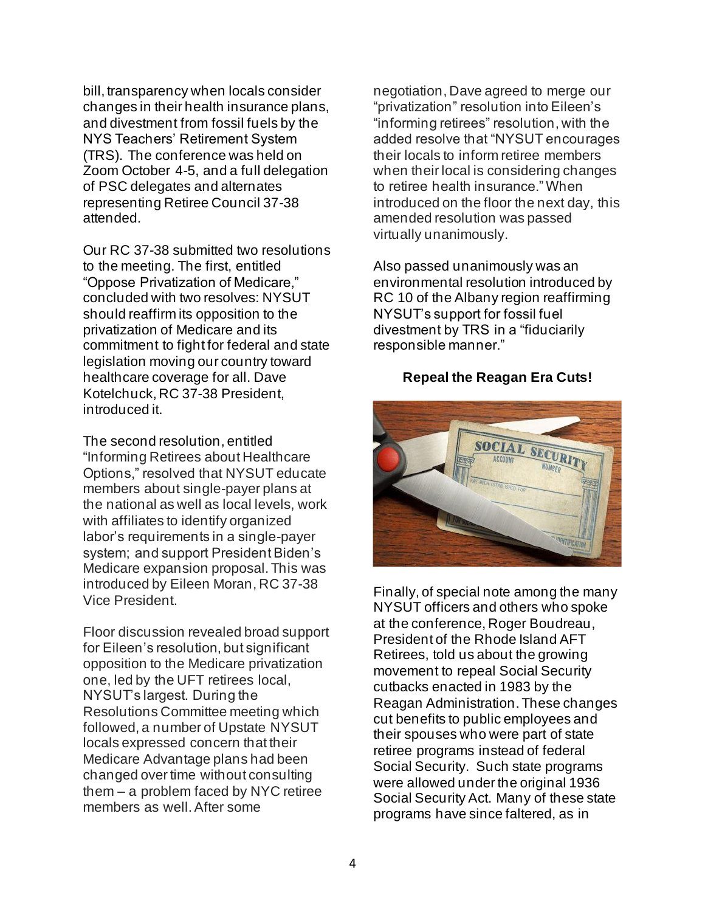bill, transparency when locals consider changes in their health insurance plans, and divestment from fossil fuels by the NYS Teachers' Retirement System (TRS). The conference was held on Zoom October 4-5, and a full delegation of PSC delegates and alternates representing Retiree Council 37-38 attended.

Our RC 37-38 submitted two resolutions to the meeting. The first, entitled "Oppose Privatization of Medicare," concluded with two resolves: NYSUT should reaffirm its opposition to the privatization of Medicare and its commitment to fight for federal and state legislation moving our country toward healthcare coverage for all. Dave Kotelchuck, RC 37-38 President, introduced it.

The second resolution, entitled "Informing Retirees about Healthcare Options," resolved that NYSUT educate members about single-payer plans at the national as well as local levels, work with affiliates to identify organized labor's requirements in a single-payer system; and support President Biden's Medicare expansion proposal. This was introduced by Eileen Moran, RC 37-38 Vice President.

Floor discussion revealed broad support for Eileen's resolution, but significant opposition to the Medicare privatization one, led by the UFT retirees local, NYSUT's largest. During the Resolutions Committee meeting which followed, a number of Upstate NYSUT locals expressed concern that their Medicare Advantage plans had been changed over time without consulting them – a problem faced by NYC retiree members as well. After some negotiation, Dave agreed to merge our "privatization" resolution into Eileen's "informing retirees" resolution, with the added resolve that "NYSUT encourages their locals to inform retiree members when their local is considering changes to retiree health insurance." When introduced on the floor the next day, this amended resolution was passed virtually unanimously.

Also passed unanimously was an environmental resolution introduced by RC 10 of the Albany region reaffirming NYSUT's support for fossil fuel divestment by TRS in a "fiduciarily responsible manner."

**Repeal the Reagan Era Cuts!**

Finally, of special note among the many NYSUT officers and others who spoke at the conference, Roger Boudreau, President of the Rhode Island AFT Retirees, told us about the growing movement to repeal Social Security cutbacks enacted in 1983 by the Reagan Administration. These changes cut benefits to public employees and their spouses who were part of state retiree programs instead of federal Social Security. Such state programs were allowed under the original 1936 Social Security Act. Many of these state programs have since faltered, as in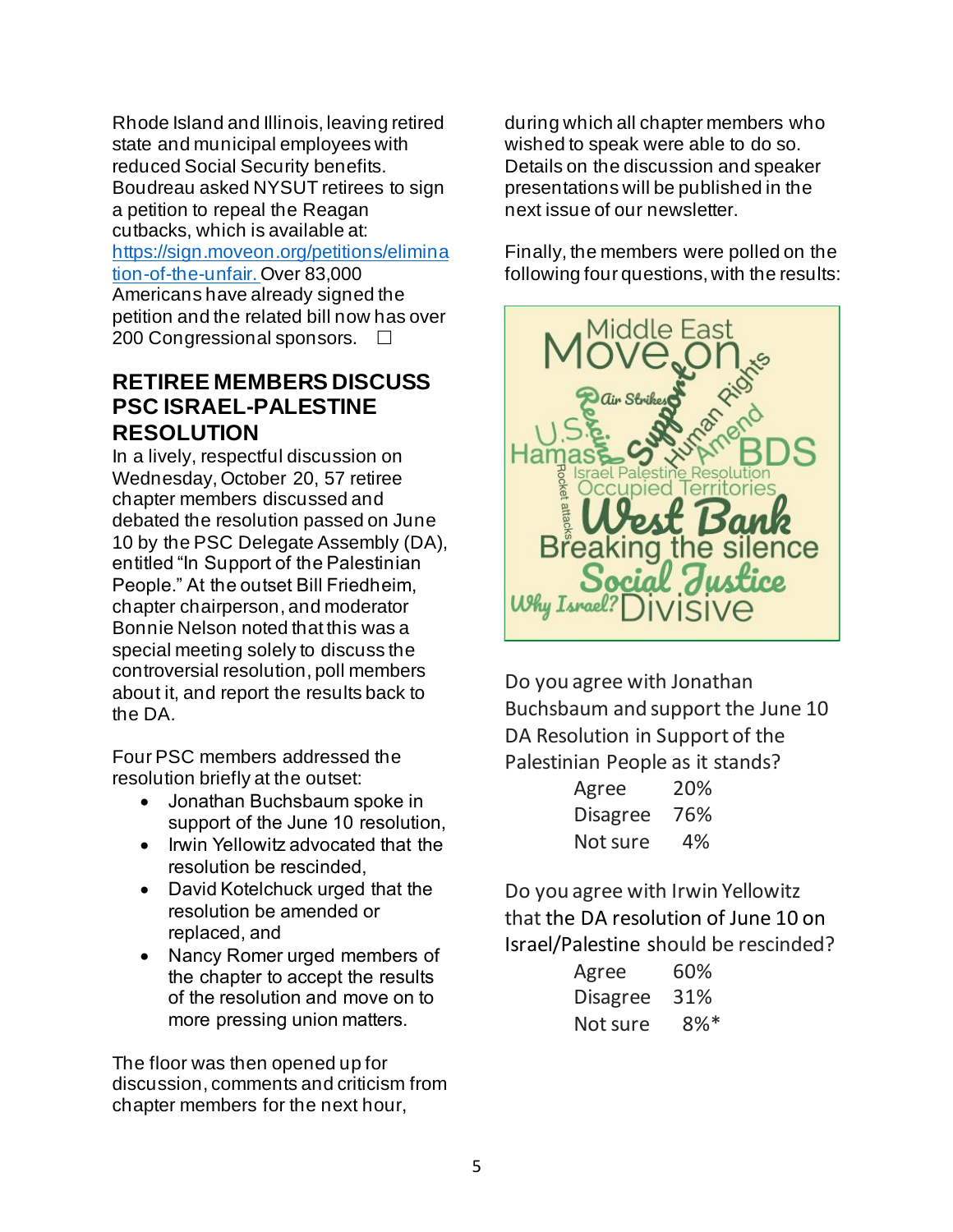Rhode Island and Illinois, leaving retired state and municipal employees with reduced Social Security benefits. Boudreau asked NYSUT retirees to sign a petition to repeal the Reagan cutbacks, which is available at: https://sign.moveon.org/petitions/elimination-of-the-unfair. Over 83,000 Americans have already signed the petition and the related bill now has over 200 Congressional sponsors. ☐

## RETIREE MEMBERS DISCUSS PSC ISRAEL-PALESTINE RESOLUTION

In a lively, respectful discussion on Wednesday, October 20, 57 retiree chapter members discussed and debated the resolution passed on June 10 by the PSC Delegate Assembly (DA), entitled "In Support of the Palestinian People." At the outset Bill Friedheim, chapter chairperson, and moderator Bonnie Nelson noted that this was a special meeting solely to discuss the controversial resolution, poll members about it, and report the results back to the DA.

Four PSC members addressed the resolution briefly at the outset:

- Jonathan Buchsbaum spoke in support of the June 10 resolution,
- Irwin Yellowitz advocated that the resolution be rescinded,
- David Kotelchuck urged that the resolution be amended or replaced, and
- Nancy Romer urged members of the chapter to accept the results of the resolution and move on to more pressing union matters.

The floor was then opened up for discussion, comments and criticism from chapter members for the next hour, during which all chapter members who wished to speak were able to do so. Details on the discussion and speaker presentations will be published in the next issue of our newsletter.

Finally, the members were polled on the following four questions, with the results:

Do you agree with Jonathan Buchsbaum and support the June 10 DA Resolution in Support of the Palestinian People as it stands?

| | |
|---|---|
| Agree | 20% |
| Disagree | 76% |
| Not sure | 4% |

Do you agree with Irwin Yellowitz that the DA resolution of June 10 on Israel/Palestine should be rescinded?

| | |
|---|---|
| Agree | 60% |
| Disagree | 31% |
| Not sure | 8%* |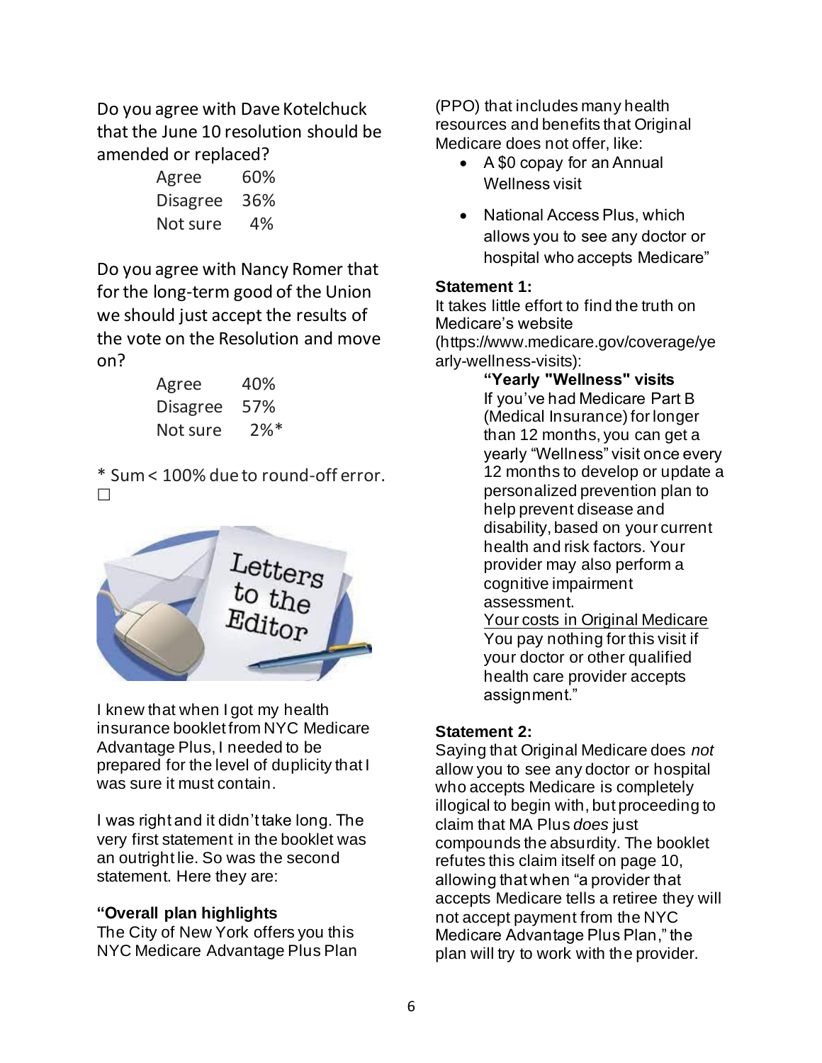Do you agree with Dave Kotelchuck that the June 10 resolution should be amended or replaced?

| | |
|---|---|
| Agree | 60% |
| Disagree | 36% |
| Not sure | 4% |

Do you agree with Nancy Romer that for the long-term good of the Union we should just accept the results of the vote on the Resolution and move on?

| | |
|---|---|
| Agree | 40% |
| Disagree | 57% |
| Not sure | 2%* |

\* Sum < 100% due to round-off error. ☐

I knew that when I got my health insurance booklet from NYC Medicare Advantage Plus, I needed to be prepared for the level of duplicity that I was sure it must contain.

I was right and it didn't take long. The very first statement in the booklet was an outright lie. So was the second statement. Here they are:

**"Overall plan highlights**
The City of New York offers you this NYC Medicare Advantage Plus Plan (PPO) that includes many health resources and benefits that Original Medicare does not offer, like:

- A $0 copay for an Annual Wellness visit
- National Access Plus, which allows you to see any doctor or hospital who accepts Medicare"

**Statement 1:**
It takes little effort to find the truth on Medicare's website (https://www.medicare.gov/coverage/yearly-wellness-visits):

> **"Yearly "Wellness" visits**
> If you've had Medicare Part B (Medical Insurance) for longer than 12 months, you can get a yearly "Wellness" visit once every 12 months to develop or update a personalized prevention plan to help prevent disease and disability, based on your current health and risk factors. Your provider may also perform a cognitive impairment assessment.
> Your costs in Original Medicare
> You pay nothing for this visit if your doctor or other qualified health care provider accepts assignment."

**Statement 2:**
Saying that Original Medicare does *not* allow you to see any doctor or hospital who accepts Medicare is completely illogical to begin with, but proceeding to claim that MA Plus *does* just compounds the absurdity. The booklet refutes this claim itself on page 10, allowing that when "a provider that accepts Medicare tells a retiree they will not accept payment from the NYC Medicare Advantage Plus Plan," the plan will try to work with the provider.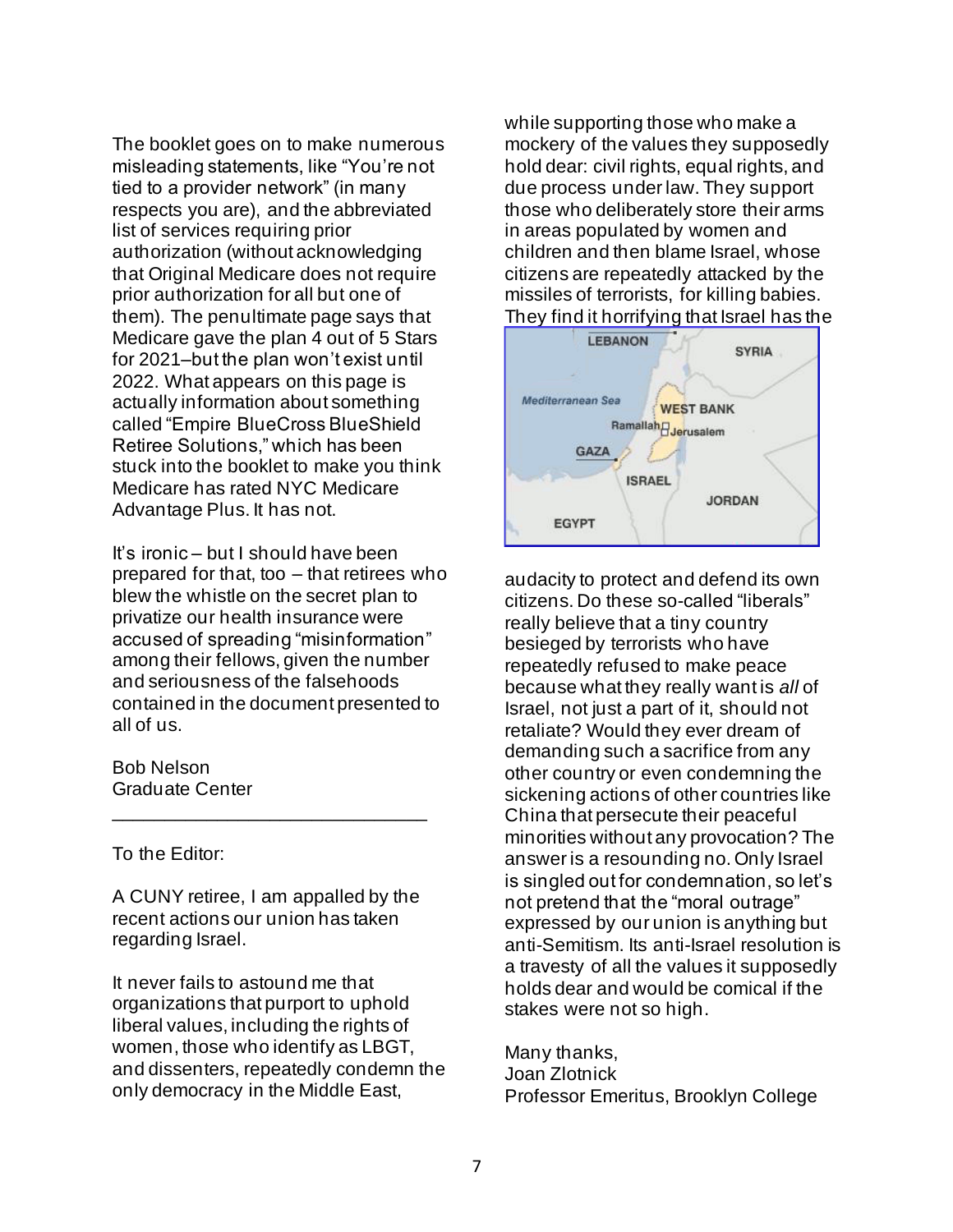The booklet goes on to make numerous misleading statements, like "You're not tied to a provider network" (in many respects you are), and the abbreviated list of services requiring prior authorization (without acknowledging that Original Medicare does not require prior authorization for all but one of them). The penultimate page says that Medicare gave the plan 4 out of 5 Stars for 2021–but the plan won't exist until 2022. What appears on this page is actually information about something called "Empire BlueCross BlueShield Retiree Solutions," which has been stuck into the booklet to make you think Medicare has rated NYC Medicare Advantage Plus. It has not.

It's ironic – but I should have been prepared for that, too – that retirees who blew the whistle on the secret plan to privatize our health insurance were accused of spreading "misinformation" among their fellows, given the number and seriousness of the falsehoods contained in the document presented to all of us.

Bob Nelson
Graduate Center

---

To the Editor:

A CUNY retiree, I am appalled by the recent actions our union has taken regarding Israel.

It never fails to astound me that organizations that purport to uphold liberal values, including the rights of women, those who identify as LBGT, and dissenters, repeatedly condemn the only democracy in the Middle East, while supporting those who make a mockery of the values they supposedly hold dear: civil rights, equal rights, and due process under law. They support those who deliberately store their arms in areas populated by women and children and then blame Israel, whose citizens are repeatedly attacked by the missiles of terrorists, for killing babies. They find it horrifying that Israel has the audacity to protect and defend its own citizens. Do these so-called "liberals" really believe that a tiny country besieged by terrorists who have repeatedly refused to make peace because what they really want is *all* of Israel, not just a part of it, should not retaliate? Would they ever dream of demanding such a sacrifice from any other country or even condemning the sickening actions of other countries like China that persecute their peaceful minorities without any provocation? The answer is a resounding no. Only Israel is singled out for condemnation, so let's not pretend that the "moral outrage" expressed by our union is anything but anti-Semitism. Its anti-Israel resolution is a travesty of all the values it supposedly holds dear and would be comical if the stakes were not so high.

Many thanks,
Joan Zlotnick
Professor Emeritus, Brooklyn College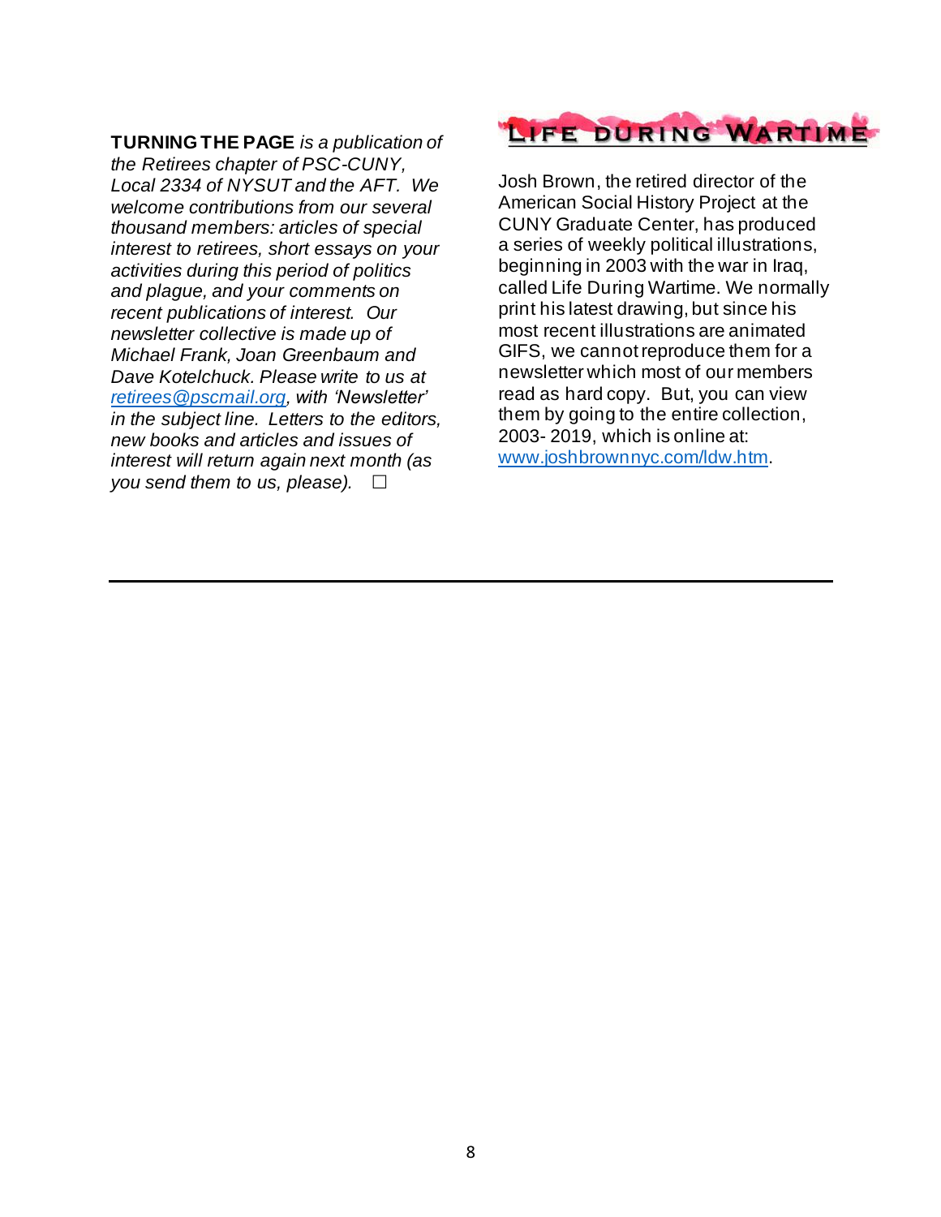**TURNING THE PAGE** *is a publication of the Retirees chapter of PSC-CUNY, Local 2334 of NYSUT and the AFT. We welcome contributions from our several thousand members: articles of special interest to retirees, short essays on your activities during this period of politics and plague, and your comments on recent publications of interest. Our newsletter collective is made up of Michael Frank, Joan Greenbaum and Dave Kotelchuck. Please write to us at [retirees@pscmail.org](mailto:retirees@pscmail.org), with 'Newsletter' in the subject line. Letters to the editors, new books and articles and issues of interest will return again next month (as you send them to us, please).* ☐

## LIFE DURING WARTIME

Josh Brown, the retired director of the American Social History Project at the CUNY Graduate Center, has produced a series of weekly political illustrations, beginning in 2003 with the war in Iraq, called Life During Wartime. We normally print his latest drawing, but since his most recent illustrations are animated GIFS, we cannot reproduce them for a newsletter which most of our members read as hard copy. But, you can view them by going to the entire collection, 2003- 2019, which is online at: [www.joshbrownnyc.com/ldw.htm](http://www.joshbrownnyc.com/ldw.htm).